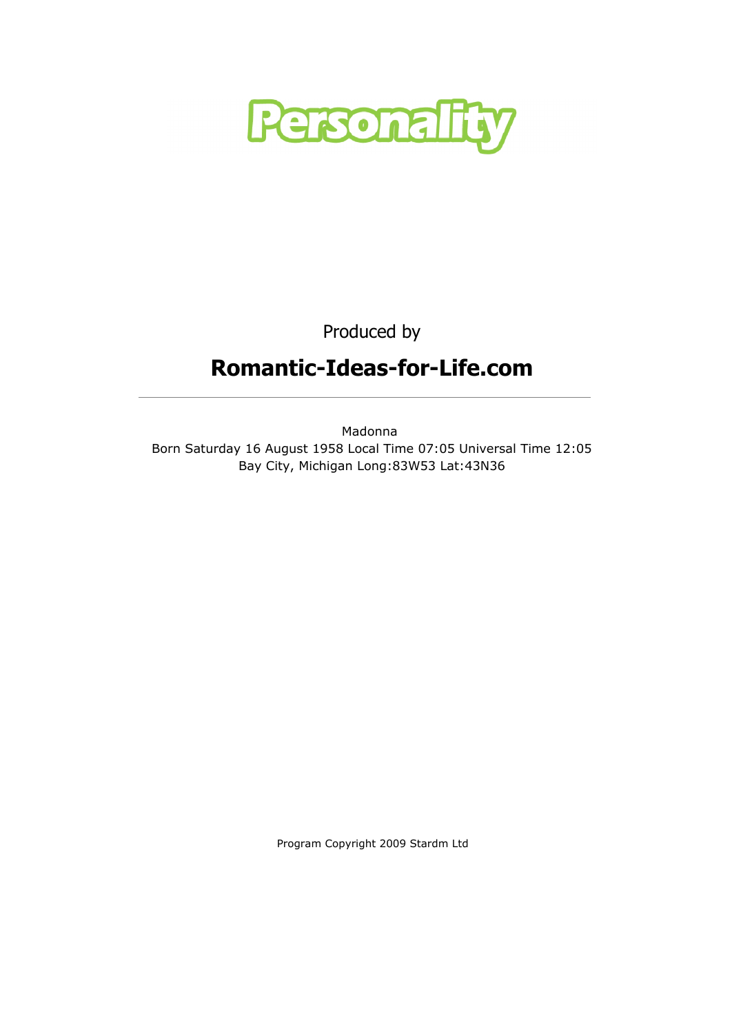# Personality

Produced by

## Romantic-Ideas-for-Life.com

---

Madonna
Born Saturday 16 August 1958 Local Time 07:05 Universal Time 12:05
Bay City, Michigan Long:83W53 Lat:43N36

Program Copyright 2009 Stardm Ltd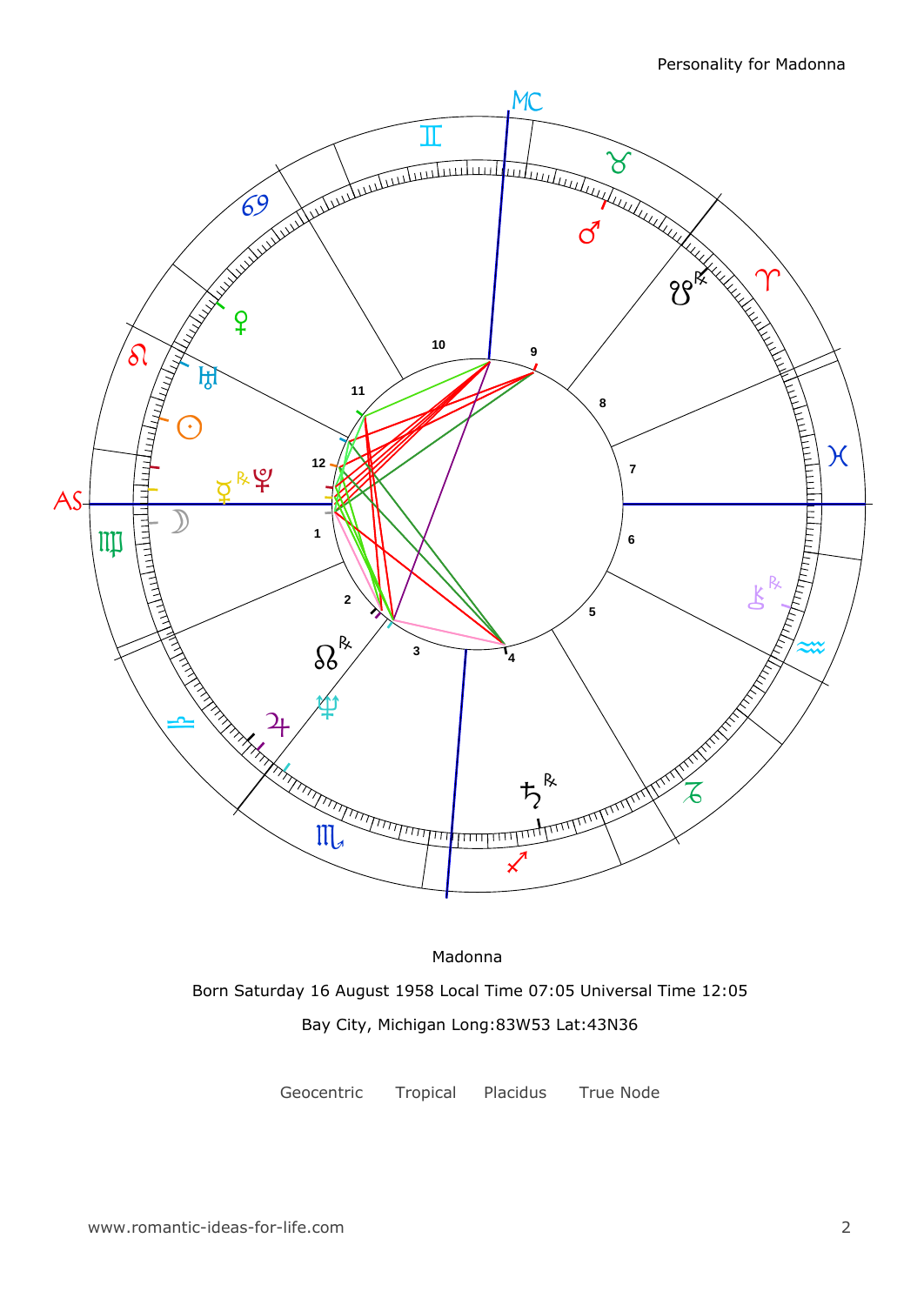Personality for Madonna

Madonna

Born Saturday 16 August 1958 Local Time 07:05 Universal Time 12:05

Bay City, Michigan Long:83W53 Lat:43N36

Geocentric Tropical Placidus True Node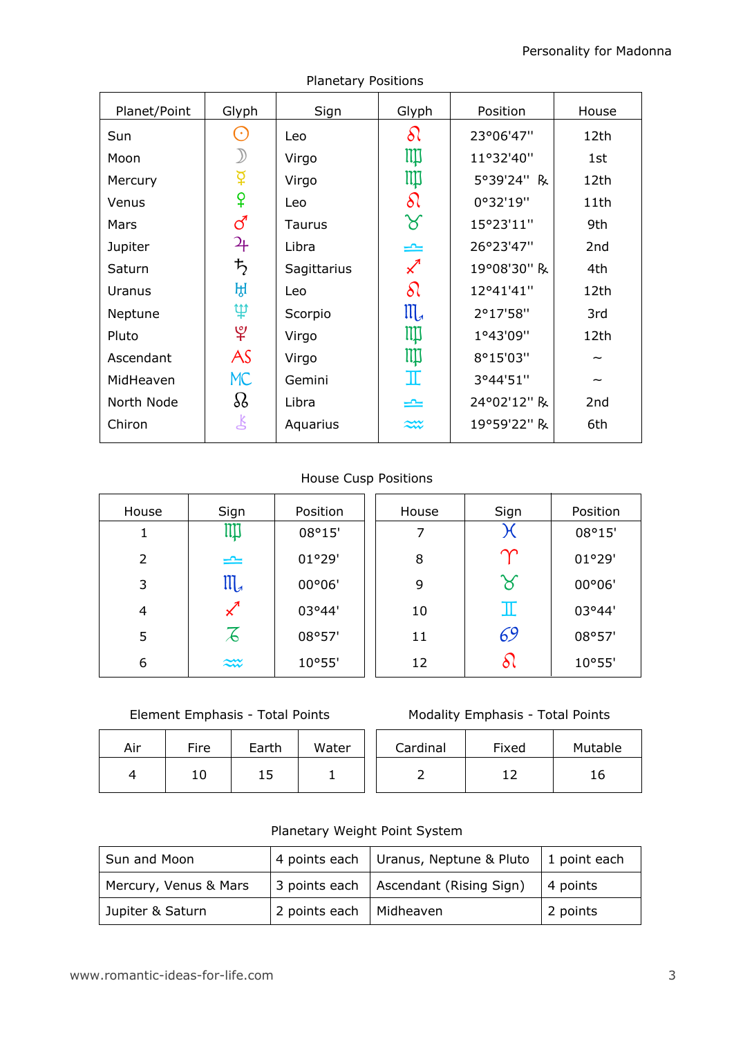## Planetary Positions

| Planet/Point | Glyph | Sign | Glyph | Position | House |
|---|---|---|---|---|---|
| Sun | ☉ | Leo | ♌ | 23°06'47" | 12th |
| Moon | ☽ | Virgo | ♍ | 11°32'40" | 1st |
| Mercury | ☿ | Virgo | ♍ | 5°39'24" ℞ | 12th |
| Venus | ♀ | Leo | ♌ | 0°32'19" | 11th |
| Mars | ♂ | Taurus | ♉ | 15°23'11" | 9th |
| Jupiter | ♃ | Libra | ♎ | 26°23'47" | 2nd |
| Saturn | ♄ | Sagittarius | ♐ | 19°08'30" ℞ | 4th |
| Uranus | ♅ | Leo | ♌ | 12°41'41" | 12th |
| Neptune | ♆ | Scorpio | ♏ | 2°17'58" | 3rd |
| Pluto | ♇ | Virgo | ♍ | 1°43'09" | 12th |
| Ascendant | AS | Virgo | ♍ | 8°15'03" | ~ |
| MidHeaven | MC | Gemini | ♊ | 3°44'51" | ~ |
| North Node | ☊ | Libra | ♎ | 24°02'12" ℞ | 2nd |
| Chiron | ⚷ | Aquarius | ♒ | 19°59'22" ℞ | 6th |

## House Cusp Positions

| House | Sign | Position | House | Sign | Position |
|---|---|---|---|---|---|
| 1 | ♍ | 08°15' | 7 | ♓ | 08°15' |
| 2 | ♎ | 01°29' | 8 | ♈ | 01°29' |
| 3 | ♏ | 00°06' | 9 | ♉ | 00°06' |
| 4 | ♐ | 03°44' | 10 | ♊ | 03°44' |
| 5 | ♑ | 08°57' | 11 | ♋ | 08°57' |
| 6 | ♒ | 10°55' | 12 | ♌ | 10°55' |

## Element Emphasis - Total Points

| Air | Fire | Earth | Water |
|---|---|---|---|
| 4 | 10 | 15 | 1 |

## Modality Emphasis - Total Points

| Cardinal | Fixed | Mutable |
|---|---|---|
| 2 | 12 | 16 |

## Planetary Weight Point System

| | | | |
|---|---|---|---|
| Sun and Moon | 4 points each | Uranus, Neptune & Pluto | 1 point each |
| Mercury, Venus & Mars | 3 points each | Ascendant (Rising Sign) | 4 points |
| Jupiter & Saturn | 2 points each | Midheaven | 2 points |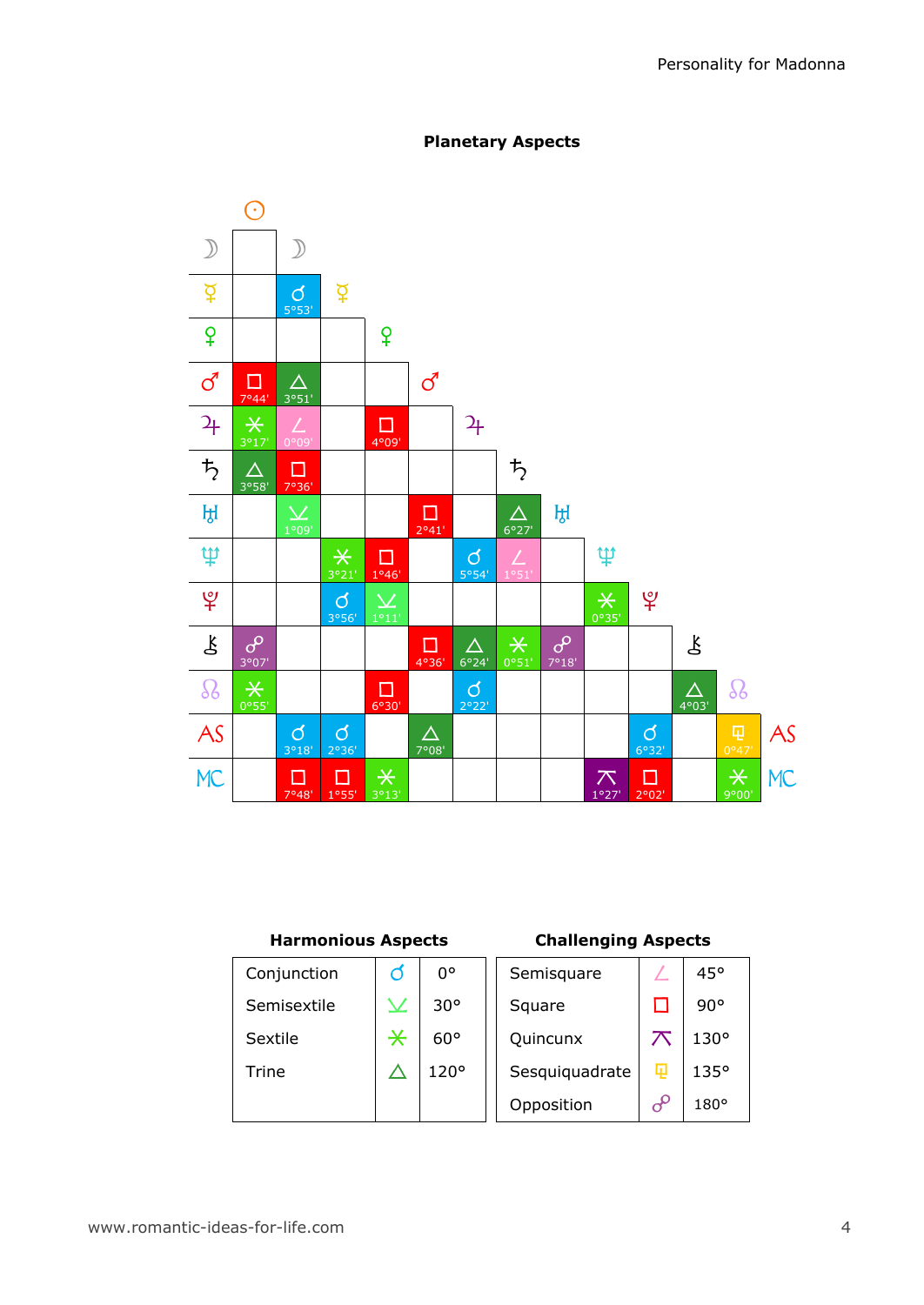## Planetary Aspects

| | ☉ | ☽ | ☿ | ♀ | ♂ | ♃ | ♄ | ♅ | ♆ | ♇ | ⚷ | ☊ | AS |
|---|---|---|---|---|---|---|---|---|---|---|---|---|---|
| ☽ | | | | | | | | | | | | | |
| ☿ | | ☌ 5°53' | | | | | | | | | | | |
| ♀ | | | | | | | | | | | | | |
| ♂ | □ 7°44' | △ 3°51' | | | | | | | | | | | |
| ♃ | ⚹ 3°17' | ∠ 0°09' | | □ 4°09' | | | | | | | | | |
| ♄ | △ 3°58' | □ 7°36' | | | | | | | | | | | |
| ♅ | | ⚺ 1°09' | | | □ 2°41' | | △ 6°27' | | | | | | |
| ♆ | | | ⚹ 3°21' | □ 1°46' | | ☌ 5°54' | ∠ 1°51' | | | | | | |
| ♇ | | | ☌ 3°56' | ⚺ 1°11' | | | | | ⚹ 0°35' | | | | |
| ⚷ | ☍ 3°07' | | | | □ 4°36' | △ 6°24' | ⚹ 0°51' | ☍ 7°18' | | | | | |
| ☊ | ⚹ 0°55' | | | □ 6°30' | | ☌ 2°22' | | | | | △ 4°03' | | |
| AS | | ☌ 3°18' | ☌ 2°36' | | △ 7°08' | | | | | ☌ 6°32' | | ⚼ 0°47' | |
| MC | | □ 7°48' | □ 1°55' | ⚹ 3°13' | | | | | ⚻ 1°27' | □ 2°02' | | ⚹ 9°00' | |

### Harmonious Aspects

| Aspect | Symbol | Angle |
|---|---|---|
| Conjunction | ☌ | 0° |
| Semisextile | ⚺ | 30° |
| Sextile | ⚹ | 60° |
| Trine | △ | 120° |

### Challenging Aspects

| Aspect | Symbol | Angle |
|---|---|---|
| Semisquare | ∠ | 45° |
| Square | □ | 90° |
| Quincunx | ⚻ | 130° |
| Sesquiquadrate | ⚼ | 135° |
| Opposition | ☍ | 180° |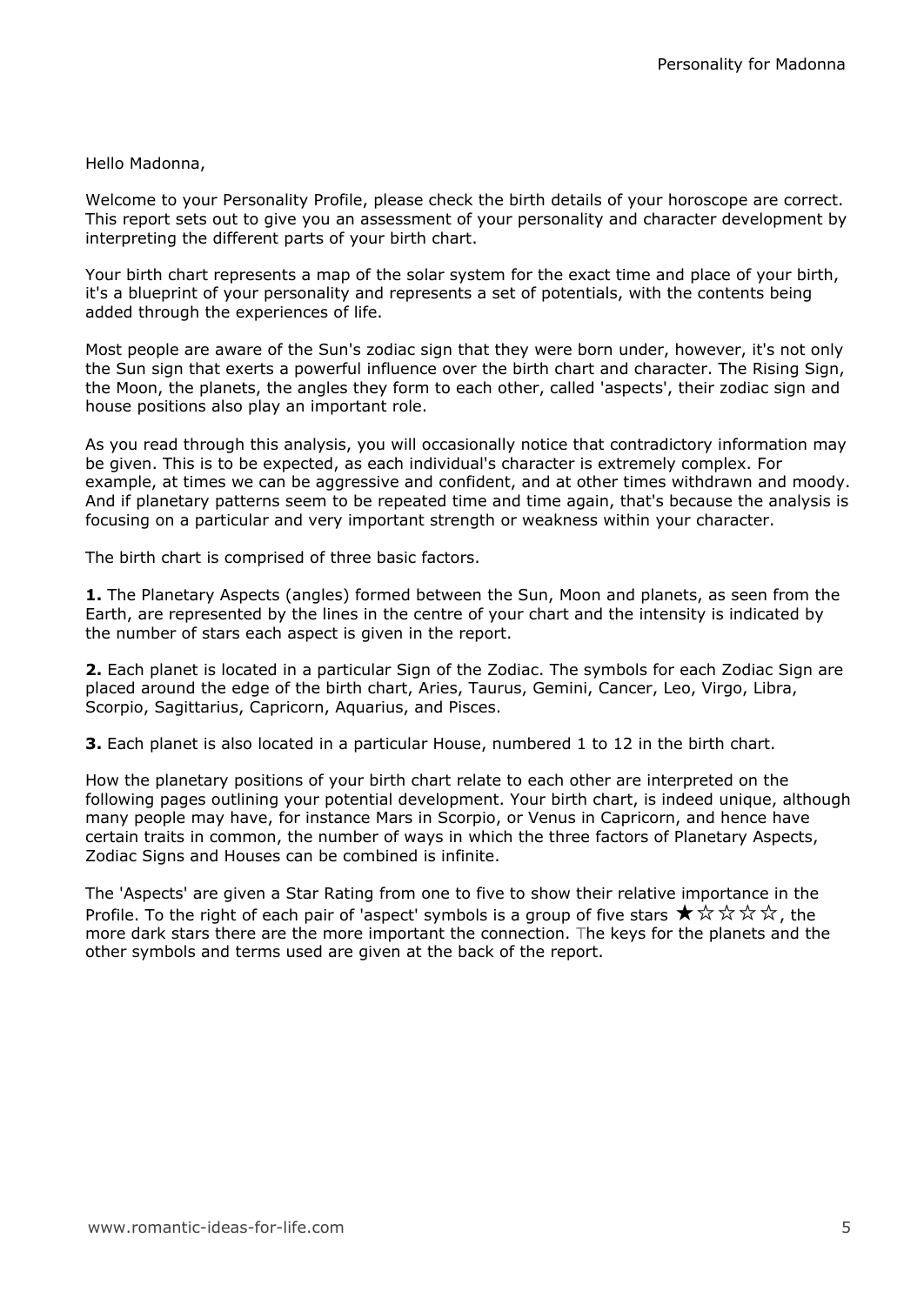Hello Madonna,

Welcome to your Personality Profile, please check the birth details of your horoscope are correct. This report sets out to give you an assessment of your personality and character development by interpreting the different parts of your birth chart.

Your birth chart represents a map of the solar system for the exact time and place of your birth, it's a blueprint of your personality and represents a set of potentials, with the contents being added through the experiences of life.

Most people are aware of the Sun's zodiac sign that they were born under, however, it's not only the Sun sign that exerts a powerful influence over the birth chart and character. The Rising Sign, the Moon, the planets, the angles they form to each other, called 'aspects', their zodiac sign and house positions also play an important role.

As you read through this analysis, you will occasionally notice that contradictory information may be given. This is to be expected, as each individual's character is extremely complex. For example, at times we can be aggressive and confident, and at other times withdrawn and moody. And if planetary patterns seem to be repeated time and time again, that's because the analysis is focusing on a particular and very important strength or weakness within your character.

The birth chart is comprised of three basic factors.

**1.** The Planetary Aspects (angles) formed between the Sun, Moon and planets, as seen from the Earth, are represented by the lines in the centre of your chart and the intensity is indicated by the number of stars each aspect is given in the report.

**2.** Each planet is located in a particular Sign of the Zodiac. The symbols for each Zodiac Sign are placed around the edge of the birth chart, Aries, Taurus, Gemini, Cancer, Leo, Virgo, Libra, Scorpio, Sagittarius, Capricorn, Aquarius, and Pisces.

**3.** Each planet is also located in a particular House, numbered 1 to 12 in the birth chart.

How the planetary positions of your birth chart relate to each other are interpreted on the following pages outlining your potential development. Your birth chart, is indeed unique, although many people may have, for instance Mars in Scorpio, or Venus in Capricorn, and hence have certain traits in common, the number of ways in which the three factors of Planetary Aspects, Zodiac Signs and Houses can be combined is infinite.

The 'Aspects' are given a Star Rating from one to five to show their relative importance in the Profile. To the right of each pair of 'aspect' symbols is a group of five stars ★☆☆☆☆, the more dark stars there are the more important the connection. The keys for the planets and the other symbols and terms used are given at the back of the report.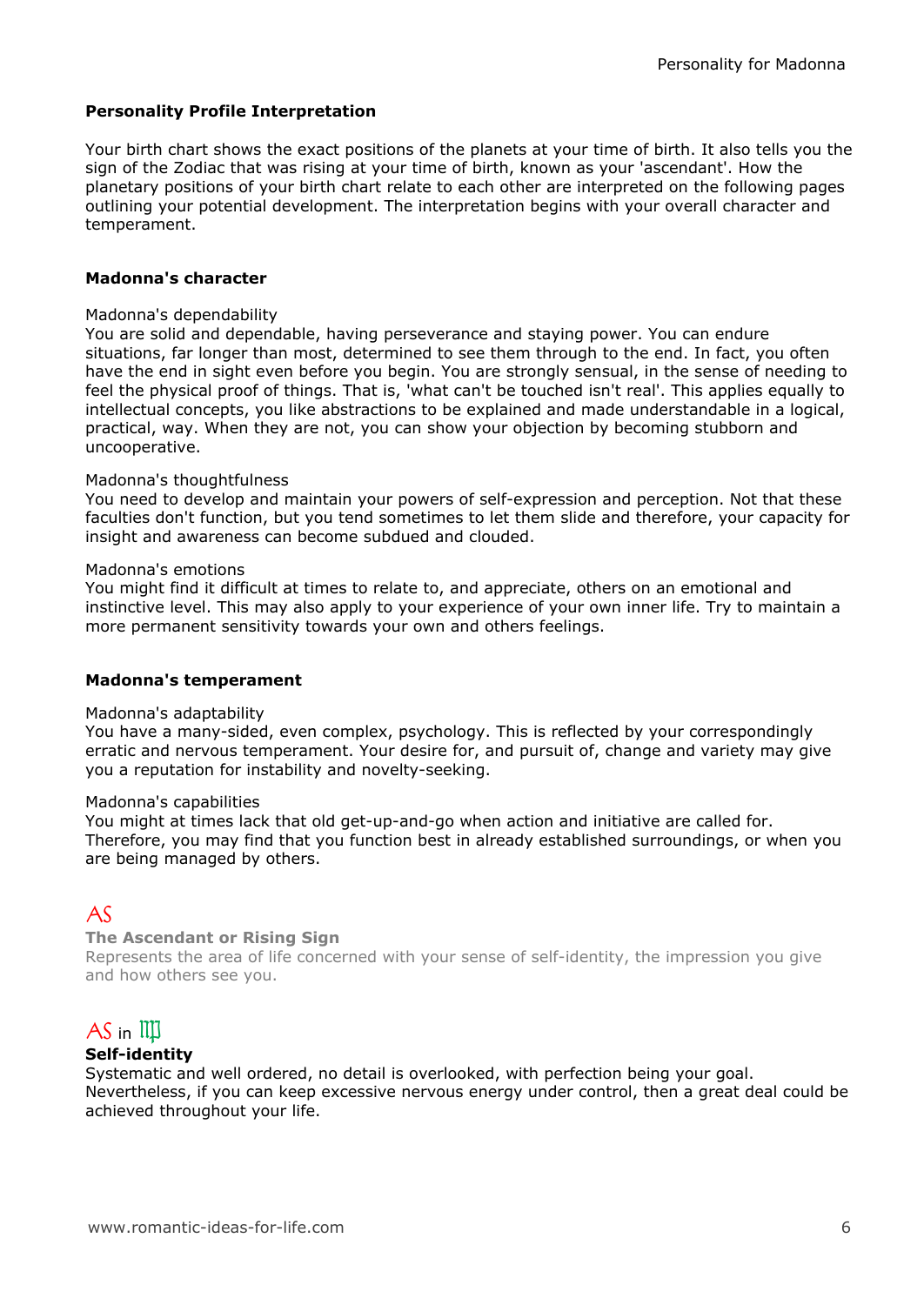**Personality Profile Interpretation**

Your birth chart shows the exact positions of the planets at your time of birth. It also tells you the sign of the Zodiac that was rising at your time of birth, known as your 'ascendant'. How the planetary positions of your birth chart relate to each other are interpreted on the following pages outlining your potential development. The interpretation begins with your overall character and temperament.

**Madonna's character**

Madonna's dependability
You are solid and dependable, having perseverance and staying power. You can endure situations, far longer than most, determined to see them through to the end. In fact, you often have the end in sight even before you begin. You are strongly sensual, in the sense of needing to feel the physical proof of things. That is, 'what can't be touched isn't real'. This applies equally to intellectual concepts, you like abstractions to be explained and made understandable in a logical, practical, way. When they are not, you can show your objection by becoming stubborn and uncooperative.

Madonna's thoughtfulness
You need to develop and maintain your powers of self-expression and perception. Not that these faculties don't function, but you tend sometimes to let them slide and therefore, your capacity for insight and awareness can become subdued and clouded.

Madonna's emotions
You might find it difficult at times to relate to, and appreciate, others on an emotional and instinctive level. This may also apply to your experience of your own inner life. Try to maintain a more permanent sensitivity towards your own and others feelings.

**Madonna's temperament**

Madonna's adaptability
You have a many-sided, even complex, psychology. This is reflected by your correspondingly erratic and nervous temperament. Your desire for, and pursuit of, change and variety may give you a reputation for instability and novelty-seeking.

Madonna's capabilities
You might at times lack that old get-up-and-go when action and initiative are called for. Therefore, you may find that you function best in already established surroundings, or when you are being managed by others.

AS

**The Ascendant or Rising Sign**
Represents the area of life concerned with your sense of self-identity, the impression you give and how others see you.

AS in ♍

**Self-identity**
Systematic and well ordered, no detail is overlooked, with perfection being your goal. Nevertheless, if you can keep excessive nervous energy under control, then a great deal could be achieved throughout your life.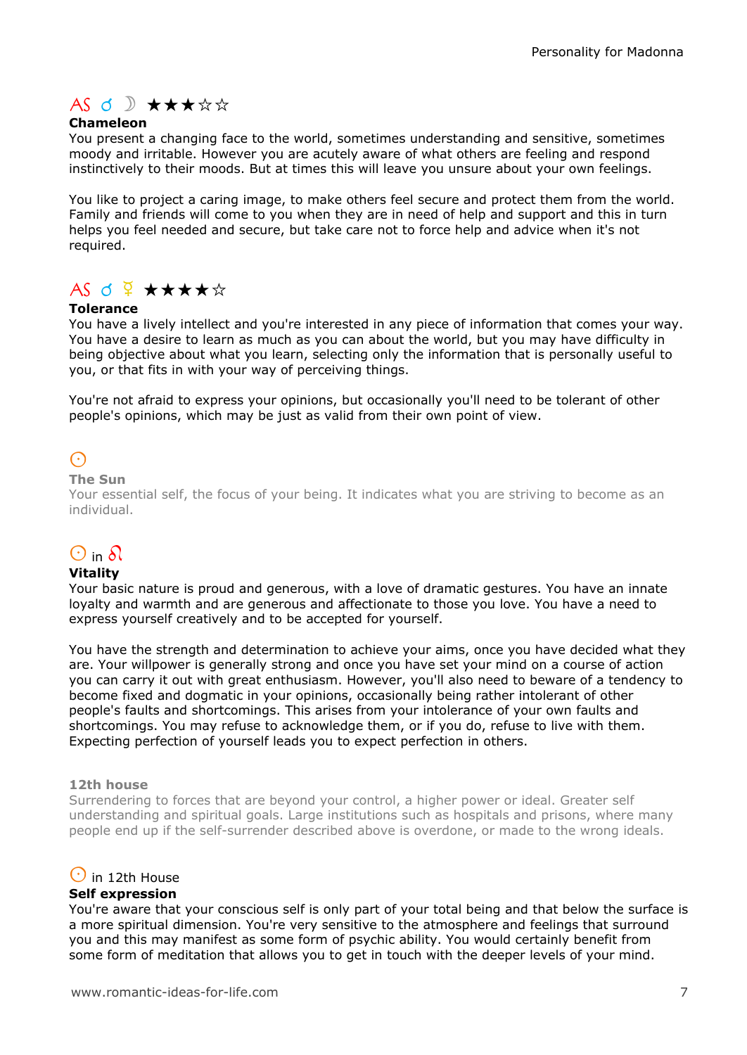AS ☌ ☽ ★★★☆☆

**Chameleon**

You present a changing face to the world, sometimes understanding and sensitive, sometimes moody and irritable. However you are acutely aware of what others are feeling and respond instinctively to their moods. But at times this will leave you unsure about your own feelings.

You like to project a caring image, to make others feel secure and protect them from the world. Family and friends will come to you when they are in need of help and support and this in turn helps you feel needed and secure, but take care not to force help and advice when it's not required.

AS ☌ ☿ ★★★★☆

**Tolerance**

You have a lively intellect and you're interested in any piece of information that comes your way. You have a desire to learn as much as you can about the world, but you may have difficulty in being objective about what you learn, selecting only the information that is personally useful to you, or that fits in with your way of perceiving things.

You're not afraid to express your opinions, but occasionally you'll need to be tolerant of other people's opinions, which may be just as valid from their own point of view.

☉

**The Sun**

Your essential self, the focus of your being. It indicates what you are striving to become as an individual.

☉ in ♌

**Vitality**

Your basic nature is proud and generous, with a love of dramatic gestures. You have an innate loyalty and warmth and are generous and affectionate to those you love. You have a need to express yourself creatively and to be accepted for yourself.

You have the strength and determination to achieve your aims, once you have decided what they are. Your willpower is generally strong and once you have set your mind on a course of action you can carry it out with great enthusiasm. However, you'll also need to beware of a tendency to become fixed and dogmatic in your opinions, occasionally being rather intolerant of other people's faults and shortcomings. This arises from your intolerance of your own faults and shortcomings. You may refuse to acknowledge them, or if you do, refuse to live with them. Expecting perfection of yourself leads you to expect perfection in others.

**12th house**

Surrendering to forces that are beyond your control, a higher power or ideal. Greater self understanding and spiritual goals. Large institutions such as hospitals and prisons, where many people end up if the self-surrender described above is overdone, or made to the wrong ideals.

☉ in 12th House

**Self expression**

You're aware that your conscious self is only part of your total being and that below the surface is a more spiritual dimension. You're very sensitive to the atmosphere and feelings that surround you and this may manifest as some form of psychic ability. You would certainly benefit from some form of meditation that allows you to get in touch with the deeper levels of your mind.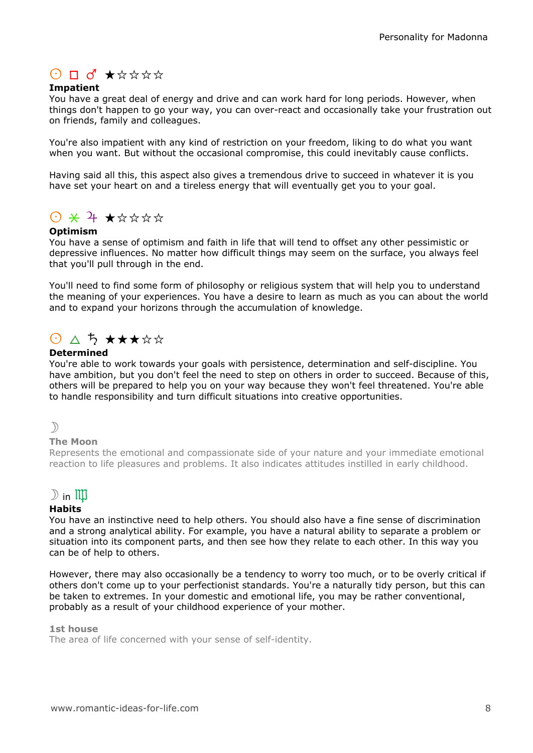☉ □ ♂ ★☆☆☆☆

**Impatient**

You have a great deal of energy and drive and can work hard for long periods. However, when things don't happen to go your way, you can over-react and occasionally take your frustration out on friends, family and colleagues.

You're also impatient with any kind of restriction on your freedom, liking to do what you want when you want. But without the occasional compromise, this could inevitably cause conflicts.

Having said all this, this aspect also gives a tremendous drive to succeed in whatever it is you have set your heart on and a tireless energy that will eventually get you to your goal.

☉ ⚹ ♃ ★☆☆☆☆

**Optimism**

You have a sense of optimism and faith in life that will tend to offset any other pessimistic or depressive influences. No matter how difficult things may seem on the surface, you always feel that you'll pull through in the end.

You'll need to find some form of philosophy or religious system that will help you to understand the meaning of your experiences. You have a desire to learn as much as you can about the world and to expand your horizons through the accumulation of knowledge.

☉ △ ♄ ★★★☆☆

**Determined**

You're able to work towards your goals with persistence, determination and self-discipline. You have ambition, but you don't feel the need to step on others in order to succeed. Because of this, others will be prepared to help you on your way because they won't feel threatened. You're able to handle responsibility and turn difficult situations into creative opportunities.

☽

**The Moon**

Represents the emotional and compassionate side of your nature and your immediate emotional reaction to life pleasures and problems. It also indicates attitudes instilled in early childhood.

☽ in ♍

**Habits**

You have an instinctive need to help others. You should also have a fine sense of discrimination and a strong analytical ability. For example, you have a natural ability to separate a problem or situation into its component parts, and then see how they relate to each other. In this way you can be of help to others.

However, there may also occasionally be a tendency to worry too much, or to be overly critical if others don't come up to your perfectionist standards. You're a naturally tidy person, but this can be taken to extremes. In your domestic and emotional life, you may be rather conventional, probably as a result of your childhood experience of your mother.

**1st house**

The area of life concerned with your sense of self-identity.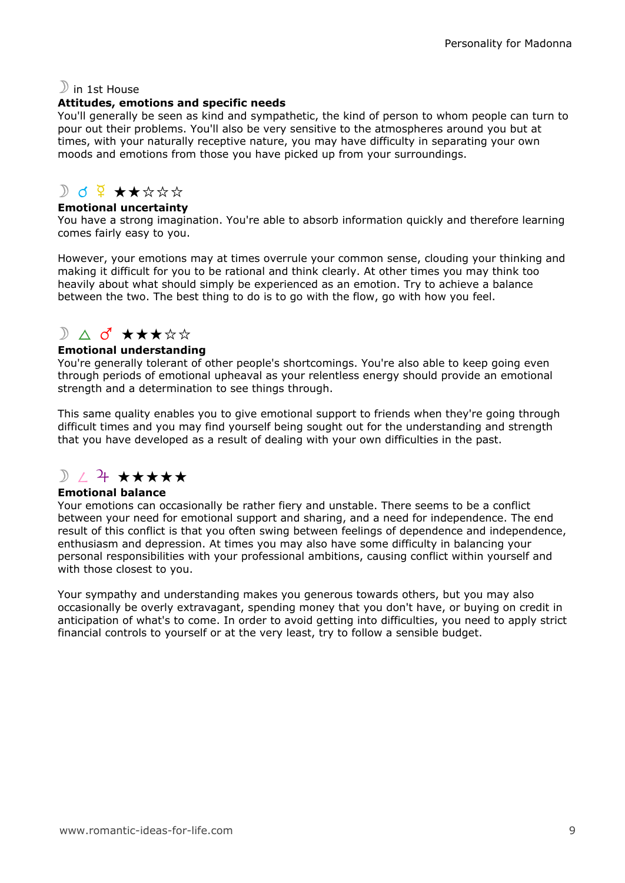☽ in 1st House

**Attitudes, emotions and specific needs**

You'll generally be seen as kind and sympathetic, the kind of person to whom people can turn to pour out their problems. You'll also be very sensitive to the atmospheres around you but at times, with your naturally receptive nature, you may have difficulty in separating your own moods and emotions from those you have picked up from your surroundings.

☽ ☌ ☿ ★★☆☆☆

**Emotional uncertainty**

You have a strong imagination. You're able to absorb information quickly and therefore learning comes fairly easy to you.

However, your emotions may at times overrule your common sense, clouding your thinking and making it difficult for you to be rational and think clearly. At other times you may think too heavily about what should simply be experienced as an emotion. Try to achieve a balance between the two. The best thing to do is to go with the flow, go with how you feel.

☽ △ ♂ ★★★☆☆

**Emotional understanding**

You're generally tolerant of other people's shortcomings. You're also able to keep going even through periods of emotional upheaval as your relentless energy should provide an emotional strength and a determination to see things through.

This same quality enables you to give emotional support to friends when they're going through difficult times and you may find yourself being sought out for the understanding and strength that you have developed as a result of dealing with your own difficulties in the past.

☽ ∠ ♃ ★★★★★

**Emotional balance**

Your emotions can occasionally be rather fiery and unstable. There seems to be a conflict between your need for emotional support and sharing, and a need for independence. The end result of this conflict is that you often swing between feelings of dependence and independence, enthusiasm and depression. At times you may also have some difficulty in balancing your personal responsibilities with your professional ambitions, causing conflict within yourself and with those closest to you.

Your sympathy and understanding makes you generous towards others, but you may also occasionally be overly extravagant, spending money that you don't have, or buying on credit in anticipation of what's to come. In order to avoid getting into difficulties, you need to apply strict financial controls to yourself or at the very least, try to follow a sensible budget.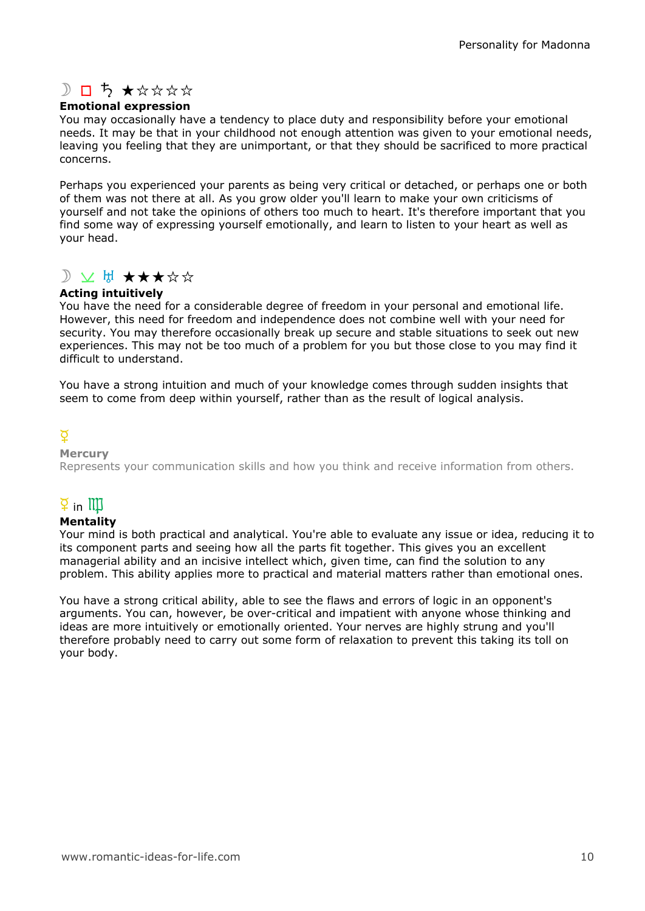☽ □ ♄ ★☆☆☆☆

**Emotional expression**

You may occasionally have a tendency to place duty and responsibility before your emotional needs. It may be that in your childhood not enough attention was given to your emotional needs, leaving you feeling that they are unimportant, or that they should be sacrificed to more practical concerns.

Perhaps you experienced your parents as being very critical or detached, or perhaps one or both of them was not there at all. As you grow older you'll learn to make your own criticisms of yourself and not take the opinions of others too much to heart. It's therefore important that you find some way of expressing yourself emotionally, and learn to listen to your heart as well as your head.

☽ ⊻ ♅ ★★★☆☆

**Acting intuitively**

You have the need for a considerable degree of freedom in your personal and emotional life. However, this need for freedom and independence does not combine well with your need for security. You may therefore occasionally break up secure and stable situations to seek out new experiences. This may not be too much of a problem for you but those close to you may find it difficult to understand.

You have a strong intuition and much of your knowledge comes through sudden insights that seem to come from deep within yourself, rather than as the result of logical analysis.

☿

**Mercury**

Represents your communication skills and how you think and receive information from others.

☿ in ♍

**Mentality**

Your mind is both practical and analytical. You're able to evaluate any issue or idea, reducing it to its component parts and seeing how all the parts fit together. This gives you an excellent managerial ability and an incisive intellect which, given time, can find the solution to any problem. This ability applies more to practical and material matters rather than emotional ones.

You have a strong critical ability, able to see the flaws and errors of logic in an opponent's arguments. You can, however, be over-critical and impatient with anyone whose thinking and ideas are more intuitively or emotionally oriented. Your nerves are highly strung and you'll therefore probably need to carry out some form of relaxation to prevent this taking its toll on your body.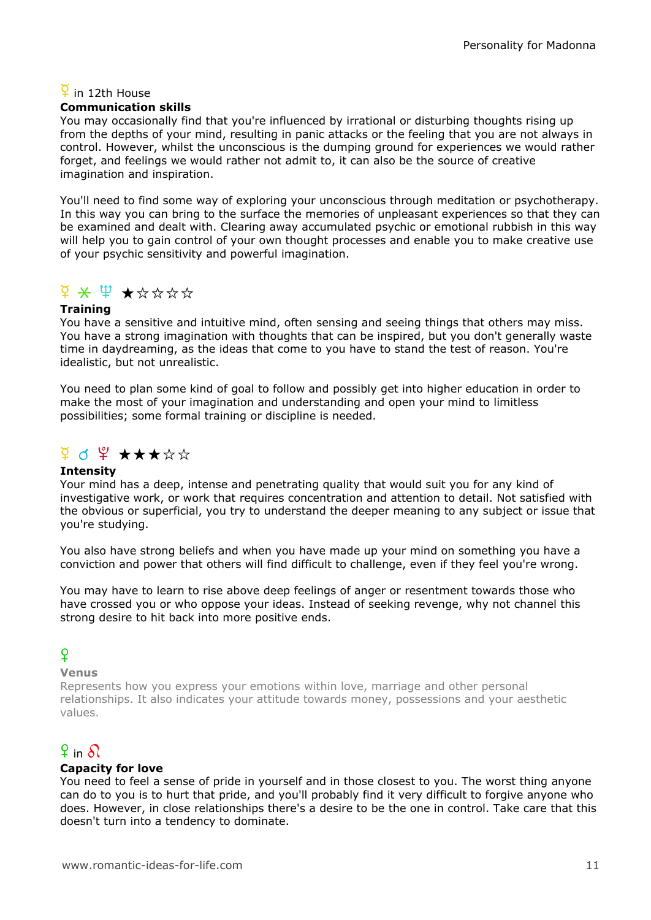☿ in 12th House

**Communication skills**

You may occasionally find that you're influenced by irrational or disturbing thoughts rising up from the depths of your mind, resulting in panic attacks or the feeling that you are not always in control. However, whilst the unconscious is the dumping ground for experiences we would rather forget, and feelings we would rather not admit to, it can also be the source of creative imagination and inspiration.

You'll need to find some way of exploring your unconscious through meditation or psychotherapy. In this way you can bring to the surface the memories of unpleasant experiences so that they can be examined and dealt with. Clearing away accumulated psychic or emotional rubbish in this way will help you to gain control of your own thought processes and enable you to make creative use of your psychic sensitivity and powerful imagination.

☿ ⚹ ♆ ★☆☆☆☆

**Training**

You have a sensitive and intuitive mind, often sensing and seeing things that others may miss. You have a strong imagination with thoughts that can be inspired, but you don't generally waste time in daydreaming, as the ideas that come to you have to stand the test of reason. You're idealistic, but not unrealistic.

You need to plan some kind of goal to follow and possibly get into higher education in order to make the most of your imagination and understanding and open your mind to limitless possibilities; some formal training or discipline is needed.

☿ ☌ ♇ ★★★☆☆

**Intensity**

Your mind has a deep, intense and penetrating quality that would suit you for any kind of investigative work, or work that requires concentration and attention to detail. Not satisfied with the obvious or superficial, you try to understand the deeper meaning to any subject or issue that you're studying.

You also have strong beliefs and when you have made up your mind on something you have a conviction and power that others will find difficult to challenge, even if they feel you're wrong.

You may have to learn to rise above deep feelings of anger or resentment towards those who have crossed you or who oppose your ideas. Instead of seeking revenge, why not channel this strong desire to hit back into more positive ends.

♀

**Venus**

Represents how you express your emotions within love, marriage and other personal relationships. It also indicates your attitude towards money, possessions and your aesthetic values.

♀ in ♌

**Capacity for love**

You need to feel a sense of pride in yourself and in those closest to you. The worst thing anyone can do to you is to hurt that pride, and you'll probably find it very difficult to forgive anyone who does. However, in close relationships there's a desire to be the one in control. Take care that this doesn't turn into a tendency to dominate.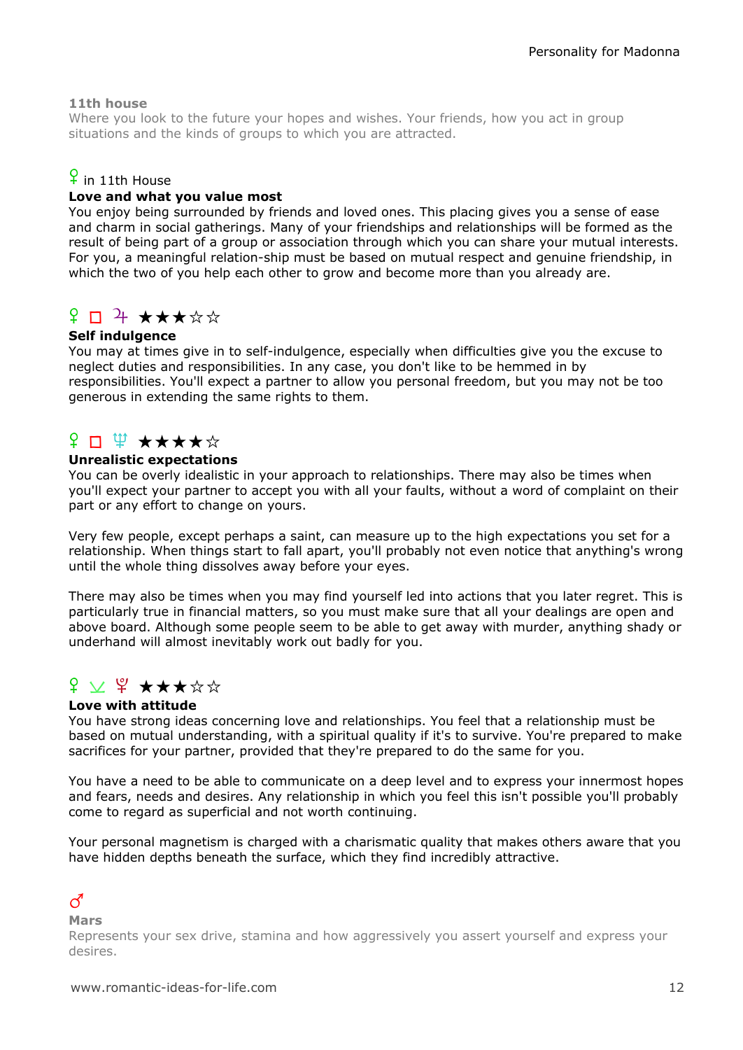**11th house**

Where you look to the future your hopes and wishes. Your friends, how you act in group situations and the kinds of groups to which you are attracted.

♀ in 11th House

**Love and what you value most**

You enjoy being surrounded by friends and loved ones. This placing gives you a sense of ease and charm in social gatherings. Many of your friendships and relationships will be formed as the result of being part of a group or association through which you can share your mutual interests. For you, a meaningful relation-ship must be based on mutual respect and genuine friendship, in which the two of you help each other to grow and become more than you already are.

♀ □ ♃ ★★★☆☆

**Self indulgence**

You may at times give in to self-indulgence, especially when difficulties give you the excuse to neglect duties and responsibilities. In any case, you don't like to be hemmed in by responsibilities. You'll expect a partner to allow you personal freedom, but you may not be too generous in extending the same rights to them.

♀ □ ♆ ★★★★☆

**Unrealistic expectations**

You can be overly idealistic in your approach to relationships. There may also be times when you'll expect your partner to accept you with all your faults, without a word of complaint on their part or any effort to change on yours.

Very few people, except perhaps a saint, can measure up to the high expectations you set for a relationship. When things start to fall apart, you'll probably not even notice that anything's wrong until the whole thing dissolves away before your eyes.

There may also be times when you may find yourself led into actions that you later regret. This is particularly true in financial matters, so you must make sure that all your dealings are open and above board. Although some people seem to be able to get away with murder, anything shady or underhand will almost inevitably work out badly for you.

♀ ⊻ ♇ ★★★☆☆

**Love with attitude**

You have strong ideas concerning love and relationships. You feel that a relationship must be based on mutual understanding, with a spiritual quality if it's to survive. You're prepared to make sacrifices for your partner, provided that they're prepared to do the same for you.

You have a need to be able to communicate on a deep level and to express your innermost hopes and fears, needs and desires. Any relationship in which you feel this isn't possible you'll probably come to regard as superficial and not worth continuing.

Your personal magnetism is charged with a charismatic quality that makes others aware that you have hidden depths beneath the surface, which they find incredibly attractive.

♂

**Mars**

Represents your sex drive, stamina and how aggressively you assert yourself and express your desires.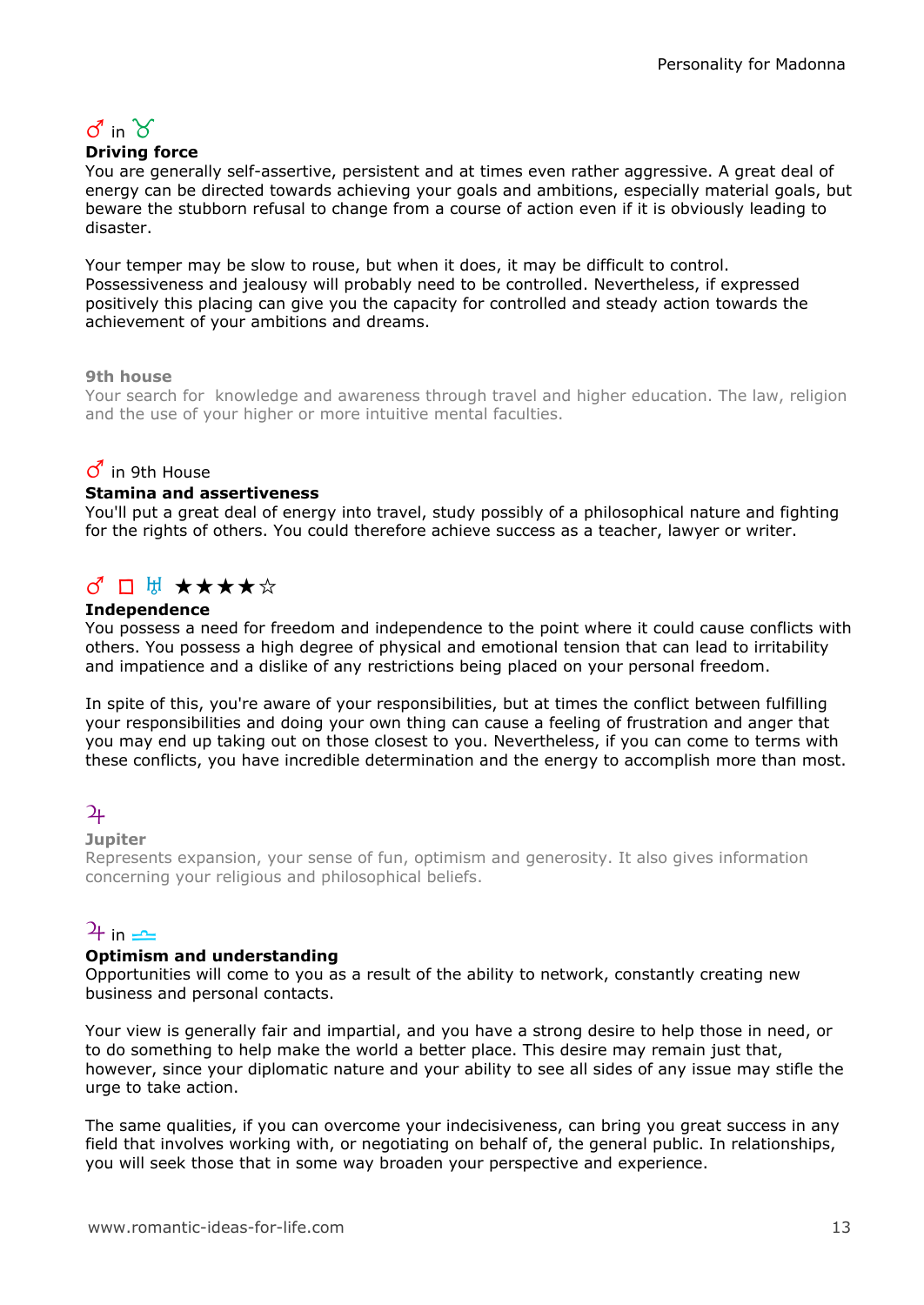♂ in ♉

**Driving force**

You are generally self-assertive, persistent and at times even rather aggressive. A great deal of energy can be directed towards achieving your goals and ambitions, especially material goals, but beware the stubborn refusal to change from a course of action even if it is obviously leading to disaster.

Your temper may be slow to rouse, but when it does, it may be difficult to control. Possessiveness and jealousy will probably need to be controlled. Nevertheless, if expressed positively this placing can give you the capacity for controlled and steady action towards the achievement of your ambitions and dreams.

**9th house**

Your search for knowledge and awareness through travel and higher education. The law, religion and the use of your higher or more intuitive mental faculties.

♂ in 9th House

**Stamina and assertiveness**

You'll put a great deal of energy into travel, study possibly of a philosophical nature and fighting for the rights of others. You could therefore achieve success as a teacher, lawyer or writer.

♂ □ ♅ ★★★★☆

**Independence**

You possess a need for freedom and independence to the point where it could cause conflicts with others. You possess a high degree of physical and emotional tension that can lead to irritability and impatience and a dislike of any restrictions being placed on your personal freedom.

In spite of this, you're aware of your responsibilities, but at times the conflict between fulfilling your responsibilities and doing your own thing can cause a feeling of frustration and anger that you may end up taking out on those closest to you. Nevertheless, if you can come to terms with these conflicts, you have incredible determination and the energy to accomplish more than most.

♃

**Jupiter**

Represents expansion, your sense of fun, optimism and generosity. It also gives information concerning your religious and philosophical beliefs.

♃ in ♎

**Optimism and understanding**

Opportunities will come to you as a result of the ability to network, constantly creating new business and personal contacts.

Your view is generally fair and impartial, and you have a strong desire to help those in need, or to do something to help make the world a better place. This desire may remain just that, however, since your diplomatic nature and your ability to see all sides of any issue may stifle the urge to take action.

The same qualities, if you can overcome your indecisiveness, can bring you great success in any field that involves working with, or negotiating on behalf of, the general public. In relationships, you will seek those that in some way broaden your perspective and experience.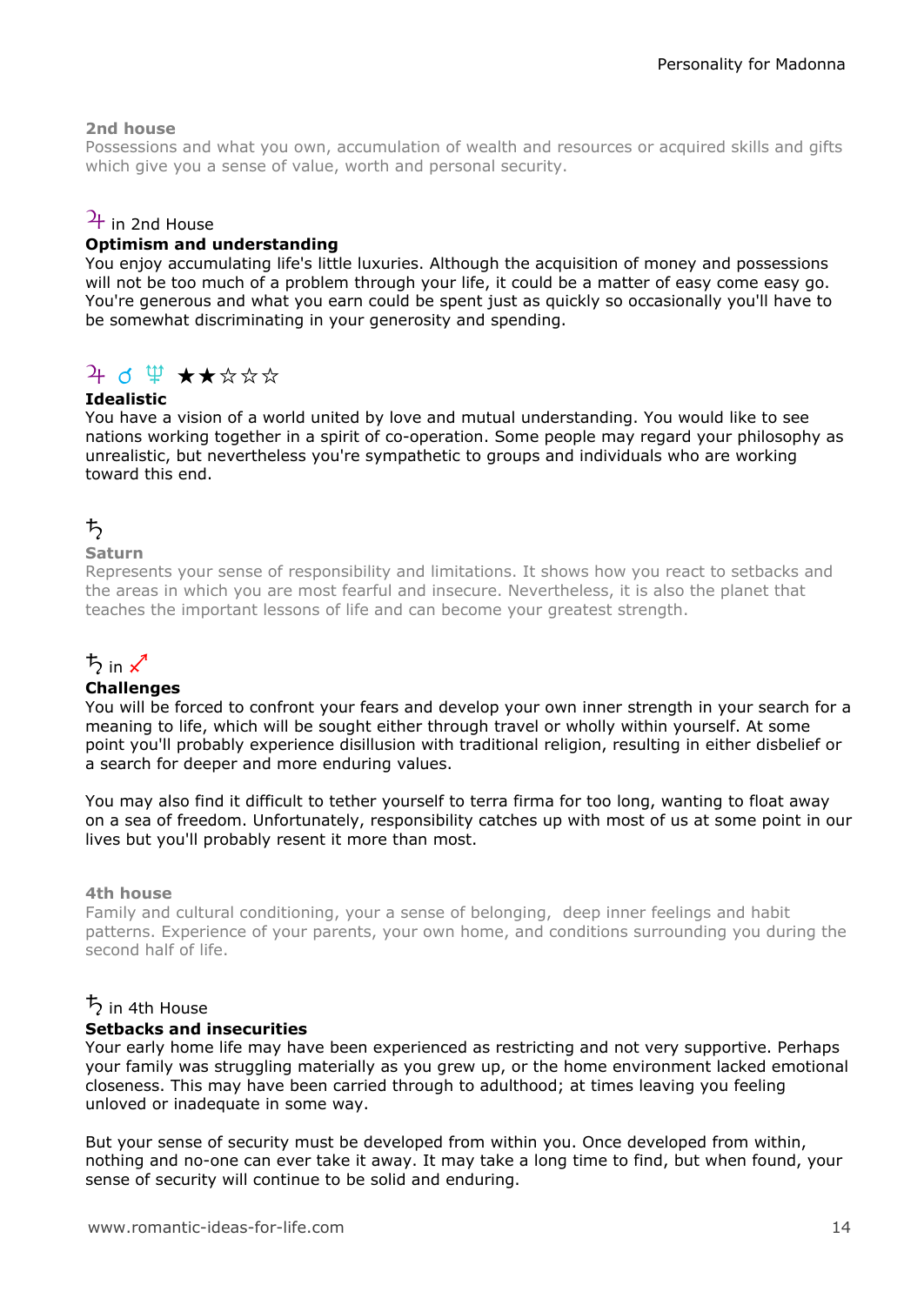**2nd house**
Possessions and what you own, accumulation of wealth and resources or acquired skills and gifts which give you a sense of value, worth and personal security.

♃ in 2nd House

**Optimism and understanding**
You enjoy accumulating life's little luxuries. Although the acquisition of money and possessions will not be too much of a problem through your life, it could be a matter of easy come easy go. You're generous and what you earn could be spent just as quickly so occasionally you'll have to be somewhat discriminating in your generosity and spending.

♃ ☌ ♆ ★★☆☆☆

**Idealistic**
You have a vision of a world united by love and mutual understanding. You would like to see nations working together in a spirit of co-operation. Some people may regard your philosophy as unrealistic, but nevertheless you're sympathetic to groups and individuals who are working toward this end.

♄

**Saturn**
Represents your sense of responsibility and limitations. It shows how you react to setbacks and the areas in which you are most fearful and insecure. Nevertheless, it is also the planet that teaches the important lessons of life and can become your greatest strength.

♄ in ♐

**Challenges**
You will be forced to confront your fears and develop your own inner strength in your search for a meaning to life, which will be sought either through travel or wholly within yourself. At some point you'll probably experience disillusion with traditional religion, resulting in either disbelief or a search for deeper and more enduring values.

You may also find it difficult to tether yourself to terra firma for too long, wanting to float away on a sea of freedom. Unfortunately, responsibility catches up with most of us at some point in our lives but you'll probably resent it more than most.

**4th house**
Family and cultural conditioning, your a sense of belonging, deep inner feelings and habit patterns. Experience of your parents, your own home, and conditions surrounding you during the second half of life.

♄ in 4th House

**Setbacks and insecurities**
Your early home life may have been experienced as restricting and not very supportive. Perhaps your family was struggling materially as you grew up, or the home environment lacked emotional closeness. This may have been carried through to adulthood; at times leaving you feeling unloved or inadequate in some way.

But your sense of security must be developed from within you. Once developed from within, nothing and no-one can ever take it away. It may take a long time to find, but when found, your sense of security will continue to be solid and enduring.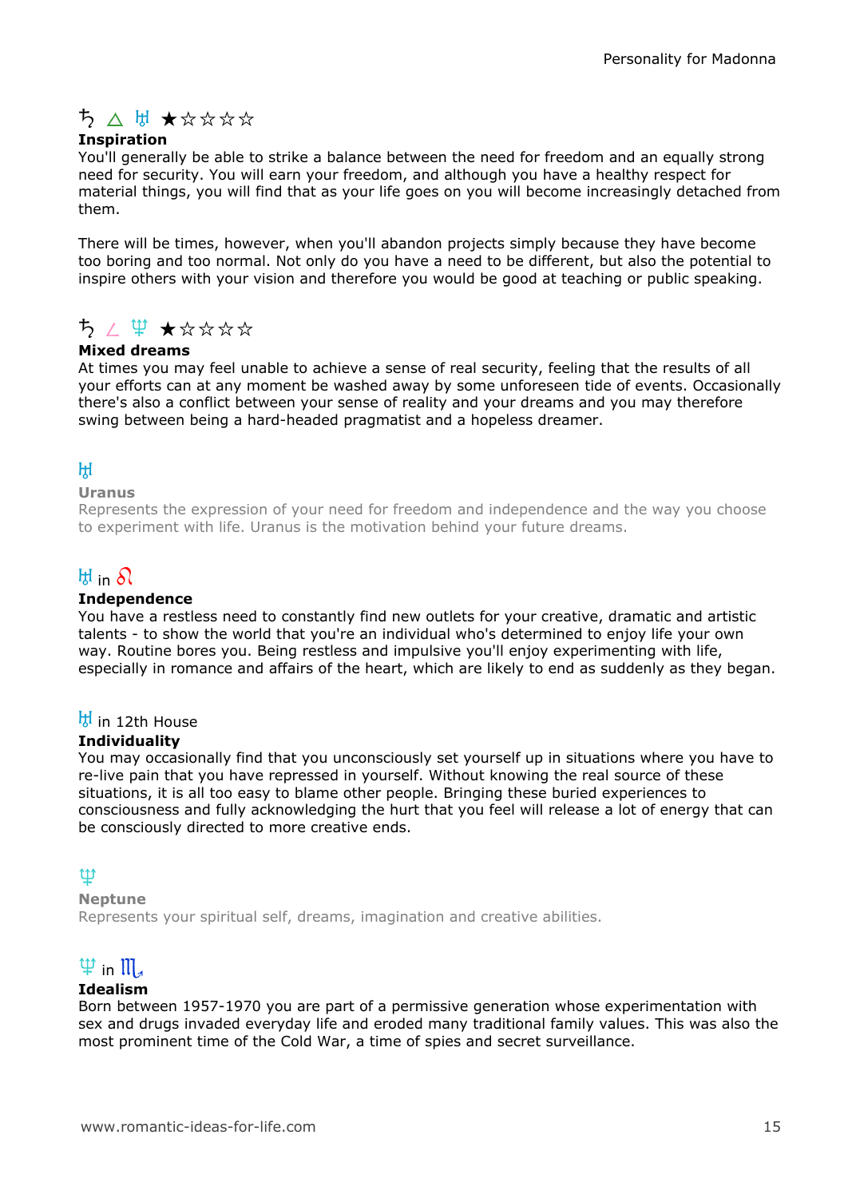♄ △ ♅ ★☆☆☆☆

**Inspiration**

You'll generally be able to strike a balance between the need for freedom and an equally strong need for security. You will earn your freedom, and although you have a healthy respect for material things, you will find that as your life goes on you will become increasingly detached from them.

There will be times, however, when you'll abandon projects simply because they have become too boring and too normal. Not only do you have a need to be different, but also the potential to inspire others with your vision and therefore you would be good at teaching or public speaking.

♄ ∠ ♆ ★☆☆☆☆

**Mixed dreams**

At times you may feel unable to achieve a sense of real security, feeling that the results of all your efforts can at any moment be washed away by some unforeseen tide of events. Occasionally there's also a conflict between your sense of reality and your dreams and you may therefore swing between being a hard-headed pragmatist and a hopeless dreamer.

♅

**Uranus**

Represents the expression of your need for freedom and independence and the way you choose to experiment with life. Uranus is the motivation behind your future dreams.

♅ in ♌

**Independence**

You have a restless need to constantly find new outlets for your creative, dramatic and artistic talents - to show the world that you're an individual who's determined to enjoy life your own way. Routine bores you. Being restless and impulsive you'll enjoy experimenting with life, especially in romance and affairs of the heart, which are likely to end as suddenly as they began.

♅ in 12th House

**Individuality**

You may occasionally find that you unconsciously set yourself up in situations where you have to re-live pain that you have repressed in yourself. Without knowing the real source of these situations, it is all too easy to blame other people. Bringing these buried experiences to consciousness and fully acknowledging the hurt that you feel will release a lot of energy that can be consciously directed to more creative ends.

♆

**Neptune**

Represents your spiritual self, dreams, imagination and creative abilities.

♆ in ♏

**Idealism**

Born between 1957-1970 you are part of a permissive generation whose experimentation with sex and drugs invaded everyday life and eroded many traditional family values. This was also the most prominent time of the Cold War, a time of spies and secret surveillance.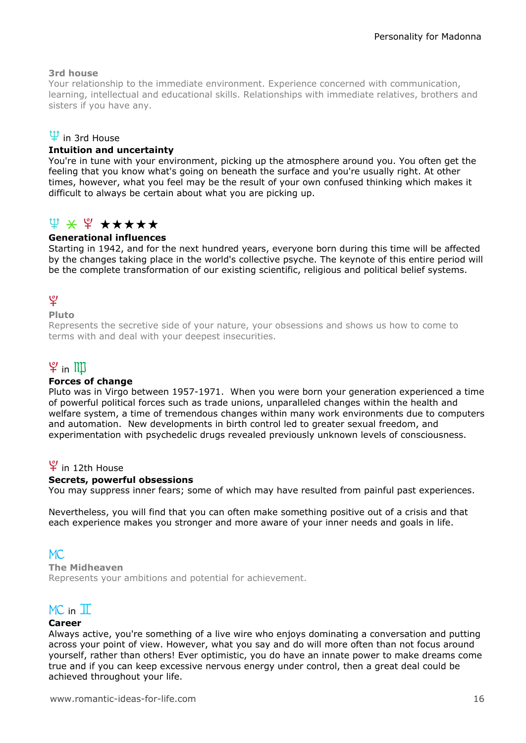**3rd house**

Your relationship to the immediate environment. Experience concerned with communication, learning, intellectual and educational skills. Relationships with immediate relatives, brothers and sisters if you have any.

♆ in 3rd House

**Intuition and uncertainty**

You're in tune with your environment, picking up the atmosphere around you. You often get the feeling that you know what's going on beneath the surface and you're usually right. At other times, however, what you feel may be the result of your own confused thinking which makes it difficult to always be certain about what you are picking up.

♆ ⚹ ♇ ★★★★★

**Generational influences**

Starting in 1942, and for the next hundred years, everyone born during this time will be affected by the changes taking place in the world's collective psyche. The keynote of this entire period will be the complete transformation of our existing scientific, religious and political belief systems.

♇

**Pluto**

Represents the secretive side of your nature, your obsessions and shows us how to come to terms with and deal with your deepest insecurities.

♇ in ♍

**Forces of change**

Pluto was in Virgo between 1957-1971. When you were born your generation experienced a time of powerful political forces such as trade unions, unparalleled changes within the health and welfare system, a time of tremendous changes within many work environments due to computers and automation. New developments in birth control led to greater sexual freedom, and experimentation with psychedelic drugs revealed previously unknown levels of consciousness.

♇ in 12th House

**Secrets, powerful obsessions**

You may suppress inner fears; some of which may have resulted from painful past experiences.

Nevertheless, you will find that you can often make something positive out of a crisis and that each experience makes you stronger and more aware of your inner needs and goals in life.

MC

**The Midheaven**

Represents your ambitions and potential for achievement.

MC in ♊

**Career**

Always active, you're something of a live wire who enjoys dominating a conversation and putting across your point of view. However, what you say and do will more often than not focus around yourself, rather than others! Ever optimistic, you do have an innate power to make dreams come true and if you can keep excessive nervous energy under control, then a great deal could be achieved throughout your life.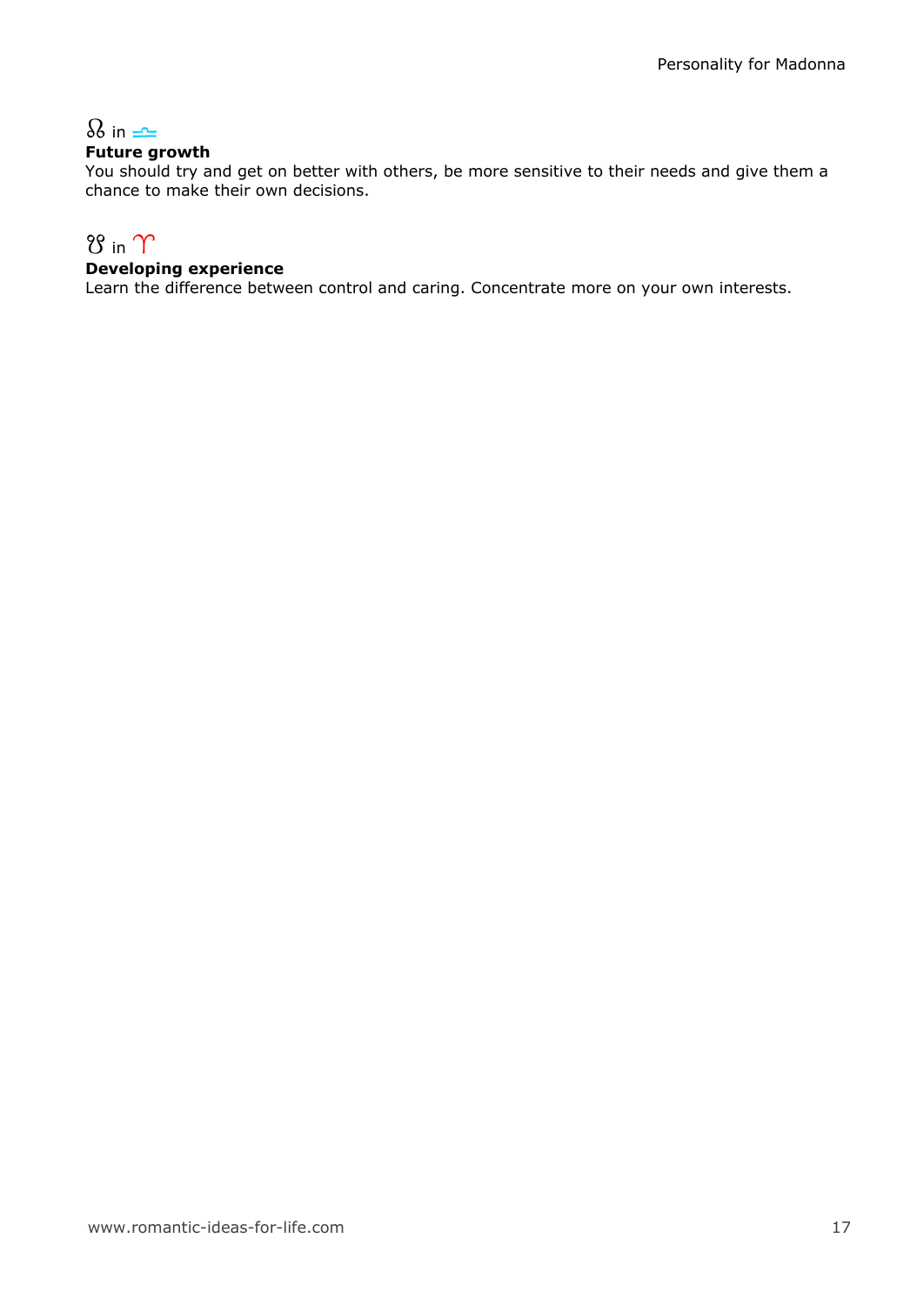☊ in ♎
**Future growth**
You should try and get on better with others, be more sensitive to their needs and give them a chance to make their own decisions.

☋ in ♈
**Developing experience**
Learn the difference between control and caring. Concentrate more on your own interests.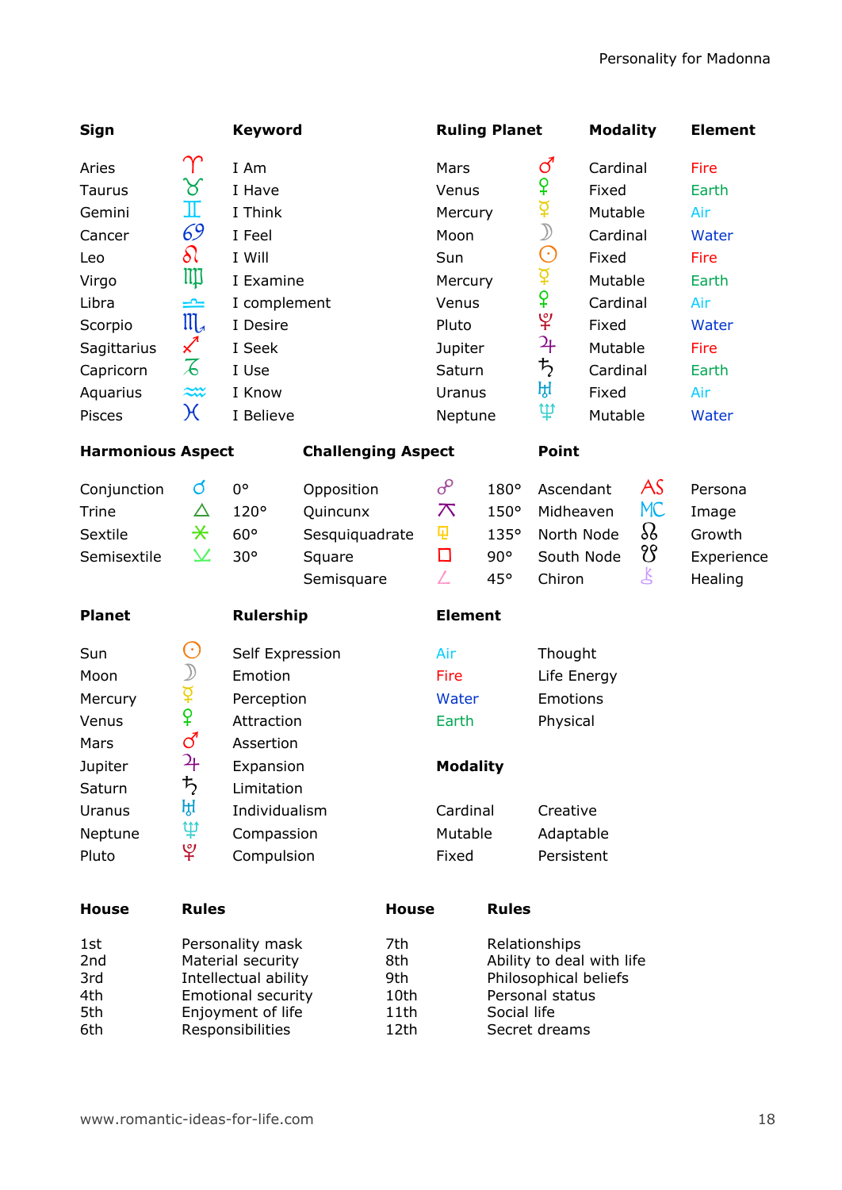| Sign | | Keyword | Ruling Planet | | Modality | Element |
|---|---|---|---|---|---|---|
| Aries | ♈ | I Am | Mars | ♂ | Cardinal | Fire |
| Taurus | ♉ | I Have | Venus | ♀ | Fixed | Earth |
| Gemini | ♊ | I Think | Mercury | ☿ | Mutable | Air |
| Cancer | ♋ | I Feel | Moon | ☽ | Cardinal | Water |
| Leo | ♌ | I Will | Sun | ☉ | Fixed | Fire |
| Virgo | ♍ | I Examine | Mercury | ☿ | Mutable | Earth |
| Libra | ♎ | I complement | Venus | ♀ | Cardinal | Air |
| Scorpio | ♏ | I Desire | Pluto | ♇ | Fixed | Water |
| Sagittarius | ♐ | I Seek | Jupiter | ♃ | Mutable | Fire |
| Capricorn | ♑ | I Use | Saturn | ♄ | Cardinal | Earth |
| Aquarius | ♒ | I Know | Uranus | ♅ | Fixed | Air |
| Pisces | ♓ | I Believe | Neptune | ♆ | Mutable | Water |

| Harmonious Aspect | | | Challenging Aspect | | | Point | | |
|---|---|---|---|---|---|---|---|---|
| Conjunction | ☌ | 0° | Opposition | ☍ | 180° | Ascendant | AS | Persona |
| Trine | △ | 120° | Quincunx | ⚻ | 150° | Midheaven | MC | Image |
| Sextile | ⚹ | 60° | Sesquiquadrate | ⚼ | 135° | North Node | ☊ | Growth |
| Semisextile | ⚺ | 30° | Square | □ | 90° | South Node | ☋ | Experience |
| | | | Semisquare | ∠ | 45° | Chiron | ⚷ | Healing |

| Planet | | Rulership |
|---|---|---|
| Sun | ☉ | Self Expression |
| Moon | ☽ | Emotion |
| Mercury | ☿ | Perception |
| Venus | ♀ | Attraction |
| Mars | ♂ | Assertion |
| Jupiter | ♃ | Expansion |
| Saturn | ♄ | Limitation |
| Uranus | ♅ | Individualism |
| Neptune | ♆ | Compassion |
| Pluto | ♇ | Compulsion |

| Element | |
|---|---|
| Air | Thought |
| Fire | Life Energy |
| Water | Emotions |
| Earth | Physical |

| Modality | |
|---|---|
| Cardinal | Creative |
| Mutable | Adaptable |
| Fixed | Persistent |

| House | Rules | House | Rules |
|---|---|---|---|
| 1st | Personality mask | 7th | Relationships |
| 2nd | Material security | 8th | Ability to deal with life |
| 3rd | Intellectual ability | 9th | Philosophical beliefs |
| 4th | Emotional security | 10th | Personal status |
| 5th | Enjoyment of life | 11th | Social life |
| 6th | Responsibilities | 12th | Secret dreams |